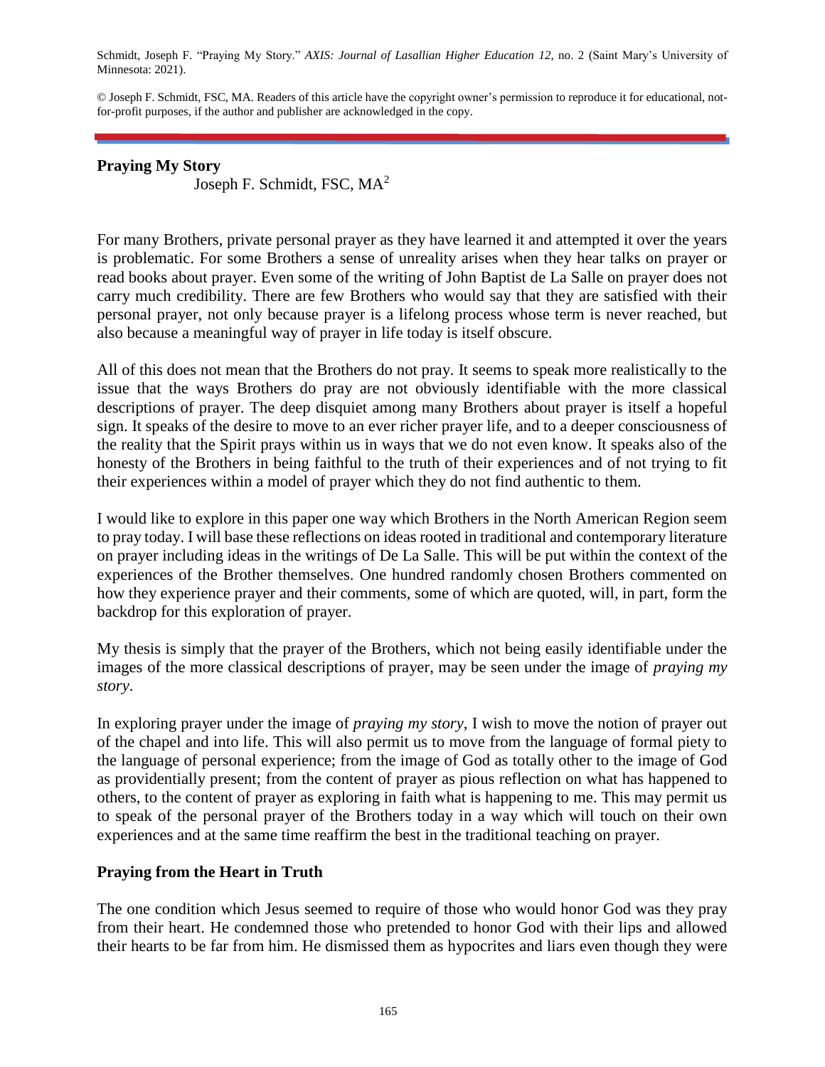Schmidt, Joseph F. "Praying My Story." *AXIS: Journal of Lasallian Higher Education 12*, no. 2 (Saint Mary's University of Minnesota: 2021).

© Joseph F. Schmidt, FSC, MA. Readers of this article have the copyright owner's permission to reproduce it for educational, not-for-profit purposes, if the author and publisher are acknowledged in the copy.

# Praying My Story

Joseph F. Schmidt, FSC, MA[2]

For many Brothers, private personal prayer as they have learned it and attempted it over the years is problematic. For some Brothers a sense of unreality arises when they hear talks on prayer or read books about prayer. Even some of the writing of John Baptist de La Salle on prayer does not carry much credibility. There are few Brothers who would say that they are satisfied with their personal prayer, not only because prayer is a lifelong process whose term is never reached, but also because a meaningful way of prayer in life today is itself obscure.

All of this does not mean that the Brothers do not pray. It seems to speak more realistically to the issue that the ways Brothers do pray are not obviously identifiable with the more classical descriptions of prayer. The deep disquiet among many Brothers about prayer is itself a hopeful sign. It speaks of the desire to move to an ever richer prayer life, and to a deeper consciousness of the reality that the Spirit prays within us in ways that we do not even know. It speaks also of the honesty of the Brothers in being faithful to the truth of their experiences and of not trying to fit their experiences within a model of prayer which they do not find authentic to them.

I would like to explore in this paper one way which Brothers in the North American Region seem to pray today. I will base these reflections on ideas rooted in traditional and contemporary literature on prayer including ideas in the writings of De La Salle. This will be put within the context of the experiences of the Brother themselves. One hundred randomly chosen Brothers commented on how they experience prayer and their comments, some of which are quoted, will, in part, form the backdrop for this exploration of prayer.

My thesis is simply that the prayer of the Brothers, which not being easily identifiable under the images of the more classical descriptions of prayer, may be seen under the image of *praying my story*.

In exploring prayer under the image of *praying my story*, I wish to move the notion of prayer out of the chapel and into life. This will also permit us to move from the language of formal piety to the language of personal experience; from the image of God as totally other to the image of God as providentially present; from the content of prayer as pious reflection on what has happened to others, to the content of prayer as exploring in faith what is happening to me. This may permit us to speak of the personal prayer of the Brothers today in a way which will touch on their own experiences and at the same time reaffirm the best in the traditional teaching on prayer.

## Praying from the Heart in Truth

The one condition which Jesus seemed to require of those who would honor God was they pray from their heart. He condemned those who pretended to honor God with their lips and allowed their hearts to be far from him. He dismissed them as hypocrites and liars even though they were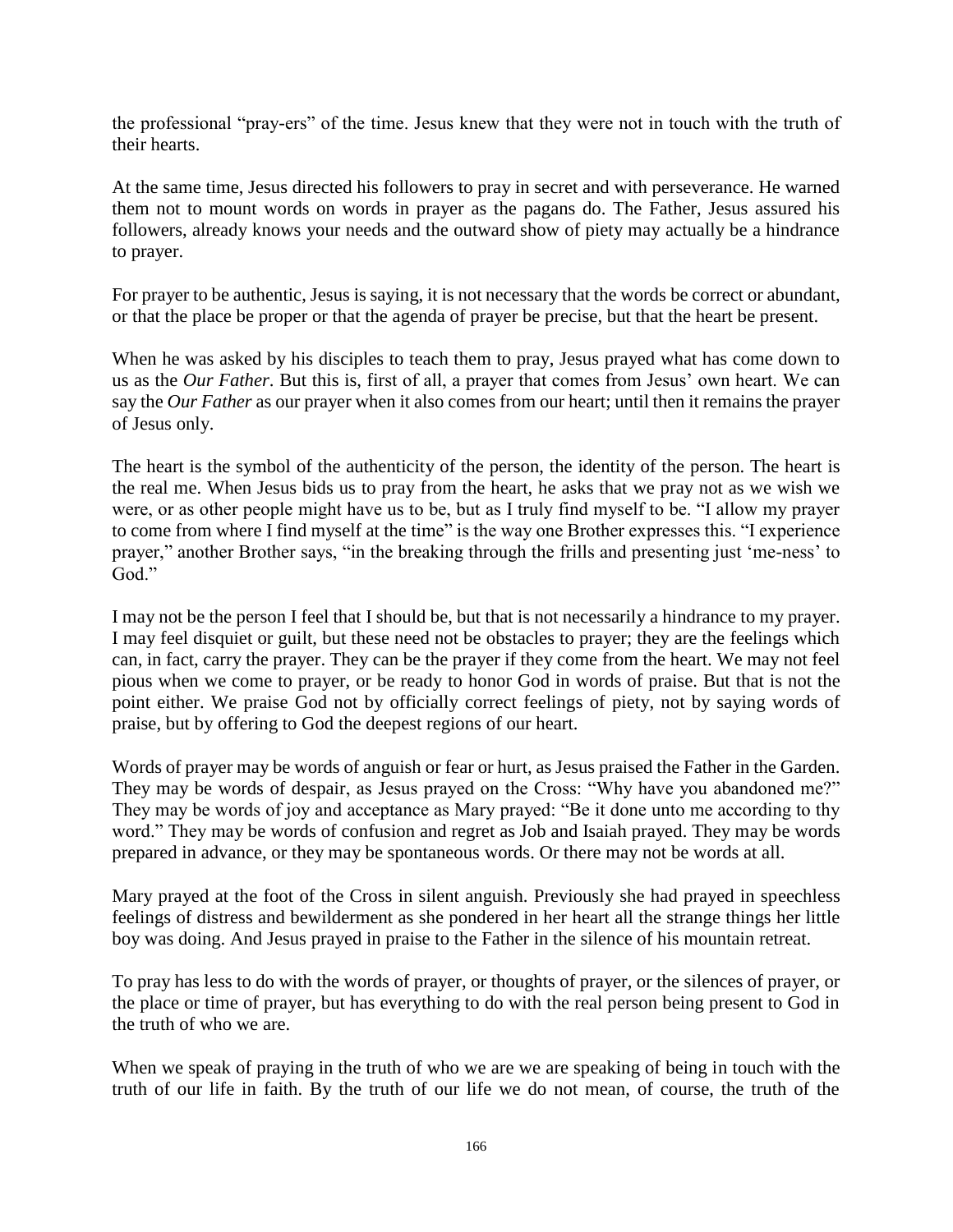the professional "pray-ers" of the time. Jesus knew that they were not in touch with the truth of their hearts.

At the same time, Jesus directed his followers to pray in secret and with perseverance. He warned them not to mount words on words in prayer as the pagans do. The Father, Jesus assured his followers, already knows your needs and the outward show of piety may actually be a hindrance to prayer.

For prayer to be authentic, Jesus is saying, it is not necessary that the words be correct or abundant, or that the place be proper or that the agenda of prayer be precise, but that the heart be present.

When he was asked by his disciples to teach them to pray, Jesus prayed what has come down to us as the *Our Father*. But this is, first of all, a prayer that comes from Jesus' own heart. We can say the *Our Father* as our prayer when it also comes from our heart; until then it remains the prayer of Jesus only.

The heart is the symbol of the authenticity of the person, the identity of the person. The heart is the real me. When Jesus bids us to pray from the heart, he asks that we pray not as we wish we were, or as other people might have us to be, but as I truly find myself to be. "I allow my prayer to come from where I find myself at the time" is the way one Brother expresses this. "I experience prayer," another Brother says, "in the breaking through the frills and presenting just 'me-ness' to God."

I may not be the person I feel that I should be, but that is not necessarily a hindrance to my prayer. I may feel disquiet or guilt, but these need not be obstacles to prayer; they are the feelings which can, in fact, carry the prayer. They can be the prayer if they come from the heart. We may not feel pious when we come to prayer, or be ready to honor God in words of praise. But that is not the point either. We praise God not by officially correct feelings of piety, not by saying words of praise, but by offering to God the deepest regions of our heart.

Words of prayer may be words of anguish or fear or hurt, as Jesus praised the Father in the Garden. They may be words of despair, as Jesus prayed on the Cross: "Why have you abandoned me?" They may be words of joy and acceptance as Mary prayed: "Be it done unto me according to thy word." They may be words of confusion and regret as Job and Isaiah prayed. They may be words prepared in advance, or they may be spontaneous words. Or there may not be words at all.

Mary prayed at the foot of the Cross in silent anguish. Previously she had prayed in speechless feelings of distress and bewilderment as she pondered in her heart all the strange things her little boy was doing. And Jesus prayed in praise to the Father in the silence of his mountain retreat.

To pray has less to do with the words of prayer, or thoughts of prayer, or the silences of prayer, or the place or time of prayer, but has everything to do with the real person being present to God in the truth of who we are.

When we speak of praying in the truth of who we are we are speaking of being in touch with the truth of our life in faith. By the truth of our life we do not mean, of course, the truth of the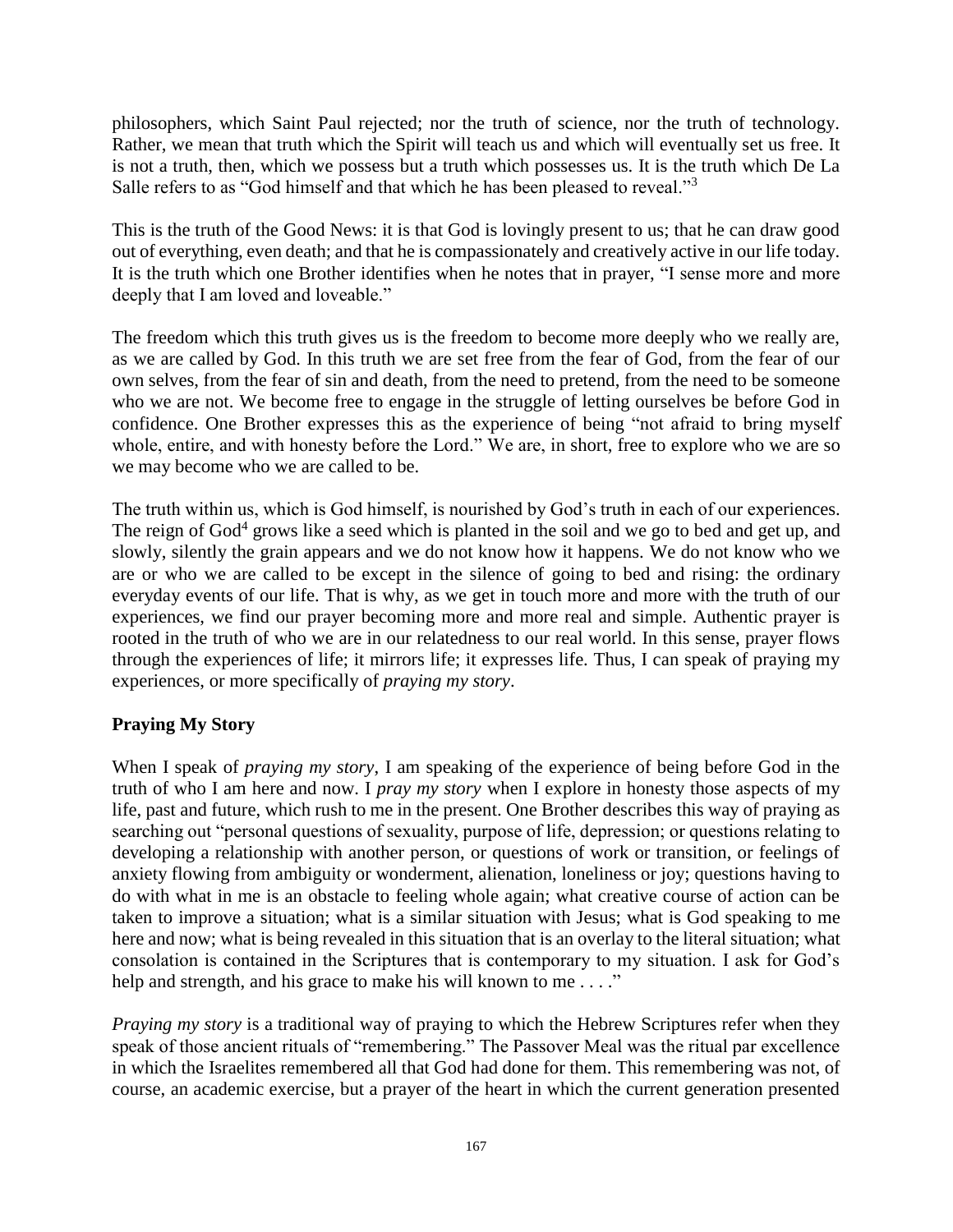philosophers, which Saint Paul rejected; nor the truth of science, nor the truth of technology. Rather, we mean that truth which the Spirit will teach us and which will eventually set us free. It is not a truth, then, which we possess but a truth which possesses us. It is the truth which De La Salle refers to as "God himself and that which he has been pleased to reveal."[3]

This is the truth of the Good News: it is that God is lovingly present to us; that he can draw good out of everything, even death; and that he is compassionately and creatively active in our life today. It is the truth which one Brother identifies when he notes that in prayer, "I sense more and more deeply that I am loved and loveable."

The freedom which this truth gives us is the freedom to become more deeply who we really are, as we are called by God. In this truth we are set free from the fear of God, from the fear of our own selves, from the fear of sin and death, from the need to pretend, from the need to be someone who we are not. We become free to engage in the struggle of letting ourselves be before God in confidence. One Brother expresses this as the experience of being "not afraid to bring myself whole, entire, and with honesty before the Lord." We are, in short, free to explore who we are so we may become who we are called to be.

The truth within us, which is God himself, is nourished by God's truth in each of our experiences. The reign of God[4] grows like a seed which is planted in the soil and we go to bed and get up, and slowly, silently the grain appears and we do not know how it happens. We do not know who we are or who we are called to be except in the silence of going to bed and rising: the ordinary everyday events of our life. That is why, as we get in touch more and more with the truth of our experiences, we find our prayer becoming more and more real and simple. Authentic prayer is rooted in the truth of who we are in our relatedness to our real world. In this sense, prayer flows through the experiences of life; it mirrors life; it expresses life. Thus, I can speak of praying my experiences, or more specifically of *praying my story*.

## Praying My Story

When I speak of *praying my story*, I am speaking of the experience of being before God in the truth of who I am here and now. I *pray my story* when I explore in honesty those aspects of my life, past and future, which rush to me in the present. One Brother describes this way of praying as searching out "personal questions of sexuality, purpose of life, depression; or questions relating to developing a relationship with another person, or questions of work or transition, or feelings of anxiety flowing from ambiguity or wonderment, alienation, loneliness or joy; questions having to do with what in me is an obstacle to feeling whole again; what creative course of action can be taken to improve a situation; what is a similar situation with Jesus; what is God speaking to me here and now; what is being revealed in this situation that is an overlay to the literal situation; what consolation is contained in the Scriptures that is contemporary to my situation. I ask for God's help and strength, and his grace to make his will known to me . . . ."

*Praying my story* is a traditional way of praying to which the Hebrew Scriptures refer when they speak of those ancient rituals of "remembering." The Passover Meal was the ritual par excellence in which the Israelites remembered all that God had done for them. This remembering was not, of course, an academic exercise, but a prayer of the heart in which the current generation presented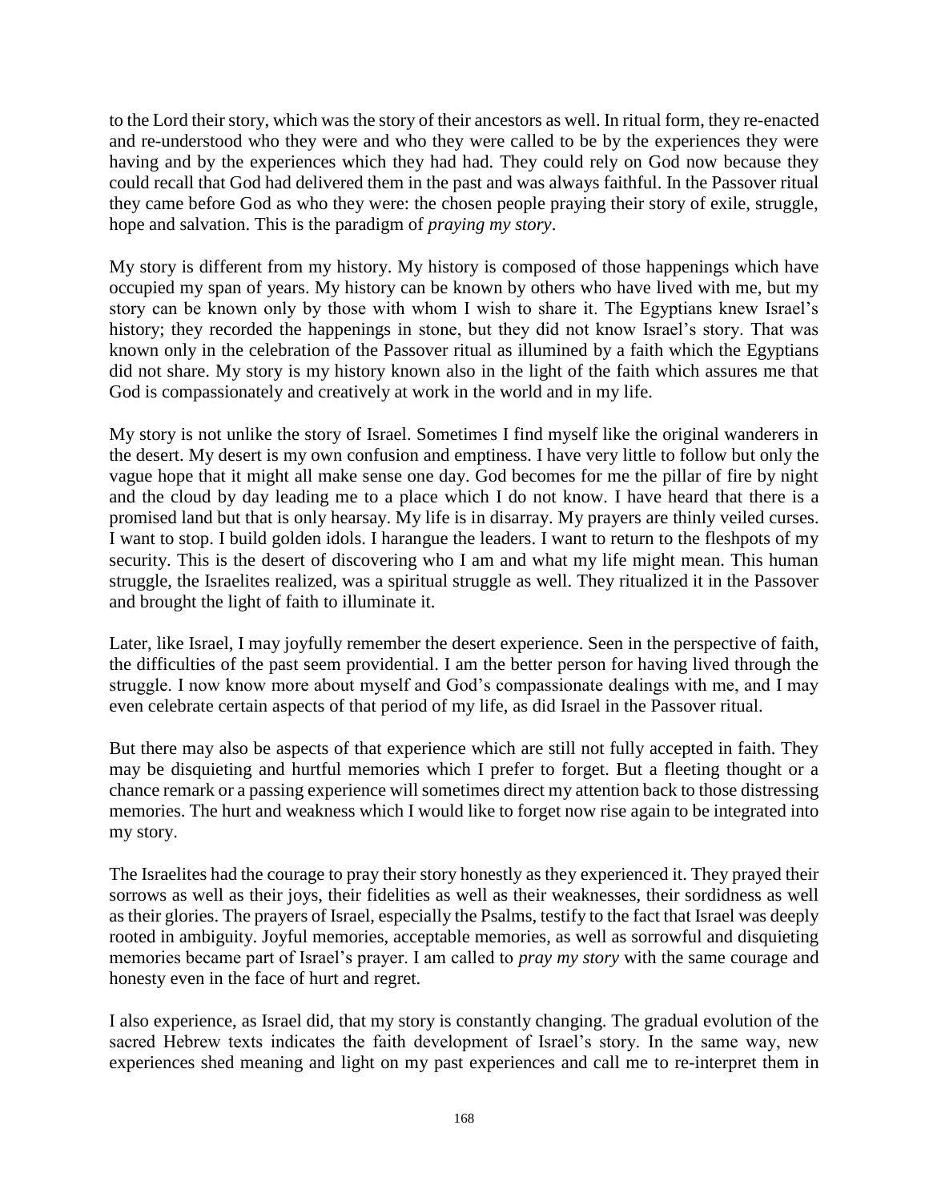to the Lord their story, which was the story of their ancestors as well. In ritual form, they re-enacted and re-understood who they were and who they were called to be by the experiences they were having and by the experiences which they had had. They could rely on God now because they could recall that God had delivered them in the past and was always faithful. In the Passover ritual they came before God as who they were: the chosen people praying their story of exile, struggle, hope and salvation. This is the paradigm of *praying my story*.

My story is different from my history. My history is composed of those happenings which have occupied my span of years. My history can be known by others who have lived with me, but my story can be known only by those with whom I wish to share it. The Egyptians knew Israel's history; they recorded the happenings in stone, but they did not know Israel's story. That was known only in the celebration of the Passover ritual as illumined by a faith which the Egyptians did not share. My story is my history known also in the light of the faith which assures me that God is compassionately and creatively at work in the world and in my life.

My story is not unlike the story of Israel. Sometimes I find myself like the original wanderers in the desert. My desert is my own confusion and emptiness. I have very little to follow but only the vague hope that it might all make sense one day. God becomes for me the pillar of fire by night and the cloud by day leading me to a place which I do not know. I have heard that there is a promised land but that is only hearsay. My life is in disarray. My prayers are thinly veiled curses. I want to stop. I build golden idols. I harangue the leaders. I want to return to the fleshpots of my security. This is the desert of discovering who I am and what my life might mean. This human struggle, the Israelites realized, was a spiritual struggle as well. They ritualized it in the Passover and brought the light of faith to illuminate it.

Later, like Israel, I may joyfully remember the desert experience. Seen in the perspective of faith, the difficulties of the past seem providential. I am the better person for having lived through the struggle. I now know more about myself and God's compassionate dealings with me, and I may even celebrate certain aspects of that period of my life, as did Israel in the Passover ritual.

But there may also be aspects of that experience which are still not fully accepted in faith. They may be disquieting and hurtful memories which I prefer to forget. But a fleeting thought or a chance remark or a passing experience will sometimes direct my attention back to those distressing memories. The hurt and weakness which I would like to forget now rise again to be integrated into my story.

The Israelites had the courage to pray their story honestly as they experienced it. They prayed their sorrows as well as their joys, their fidelities as well as their weaknesses, their sordidness as well as their glories. The prayers of Israel, especially the Psalms, testify to the fact that Israel was deeply rooted in ambiguity. Joyful memories, acceptable memories, as well as sorrowful and disquieting memories became part of Israel's prayer. I am called to *pray my story* with the same courage and honesty even in the face of hurt and regret.

I also experience, as Israel did, that my story is constantly changing. The gradual evolution of the sacred Hebrew texts indicates the faith development of Israel's story. In the same way, new experiences shed meaning and light on my past experiences and call me to re-interpret them in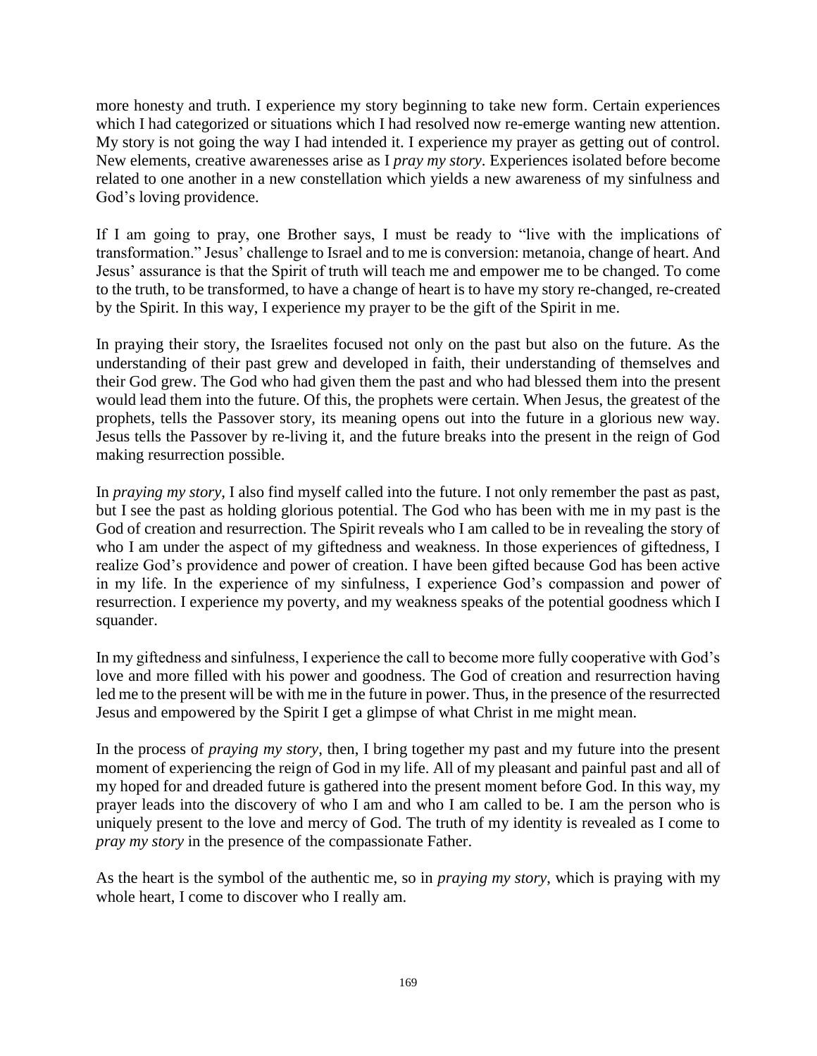more honesty and truth. I experience my story beginning to take new form. Certain experiences which I had categorized or situations which I had resolved now re-emerge wanting new attention. My story is not going the way I had intended it. I experience my prayer as getting out of control. New elements, creative awarenesses arise as I *pray my story*. Experiences isolated before become related to one another in a new constellation which yields a new awareness of my sinfulness and God's loving providence.

If I am going to pray, one Brother says, I must be ready to "live with the implications of transformation." Jesus' challenge to Israel and to me is conversion: metanoia, change of heart. And Jesus' assurance is that the Spirit of truth will teach me and empower me to be changed. To come to the truth, to be transformed, to have a change of heart is to have my story re-changed, re-created by the Spirit. In this way, I experience my prayer to be the gift of the Spirit in me.

In praying their story, the Israelites focused not only on the past but also on the future. As the understanding of their past grew and developed in faith, their understanding of themselves and their God grew. The God who had given them the past and who had blessed them into the present would lead them into the future. Of this, the prophets were certain. When Jesus, the greatest of the prophets, tells the Passover story, its meaning opens out into the future in a glorious new way. Jesus tells the Passover by re-living it, and the future breaks into the present in the reign of God making resurrection possible.

In *praying my story*, I also find myself called into the future. I not only remember the past as past, but I see the past as holding glorious potential. The God who has been with me in my past is the God of creation and resurrection. The Spirit reveals who I am called to be in revealing the story of who I am under the aspect of my giftedness and weakness. In those experiences of giftedness, I realize God's providence and power of creation. I have been gifted because God has been active in my life. In the experience of my sinfulness, I experience God's compassion and power of resurrection. I experience my poverty, and my weakness speaks of the potential goodness which I squander.

In my giftedness and sinfulness, I experience the call to become more fully cooperative with God's love and more filled with his power and goodness. The God of creation and resurrection having led me to the present will be with me in the future in power. Thus, in the presence of the resurrected Jesus and empowered by the Spirit I get a glimpse of what Christ in me might mean.

In the process of *praying my story*, then, I bring together my past and my future into the present moment of experiencing the reign of God in my life. All of my pleasant and painful past and all of my hoped for and dreaded future is gathered into the present moment before God. In this way, my prayer leads into the discovery of who I am and who I am called to be. I am the person who is uniquely present to the love and mercy of God. The truth of my identity is revealed as I come to *pray my story* in the presence of the compassionate Father.

As the heart is the symbol of the authentic me, so in *praying my story*, which is praying with my whole heart, I come to discover who I really am.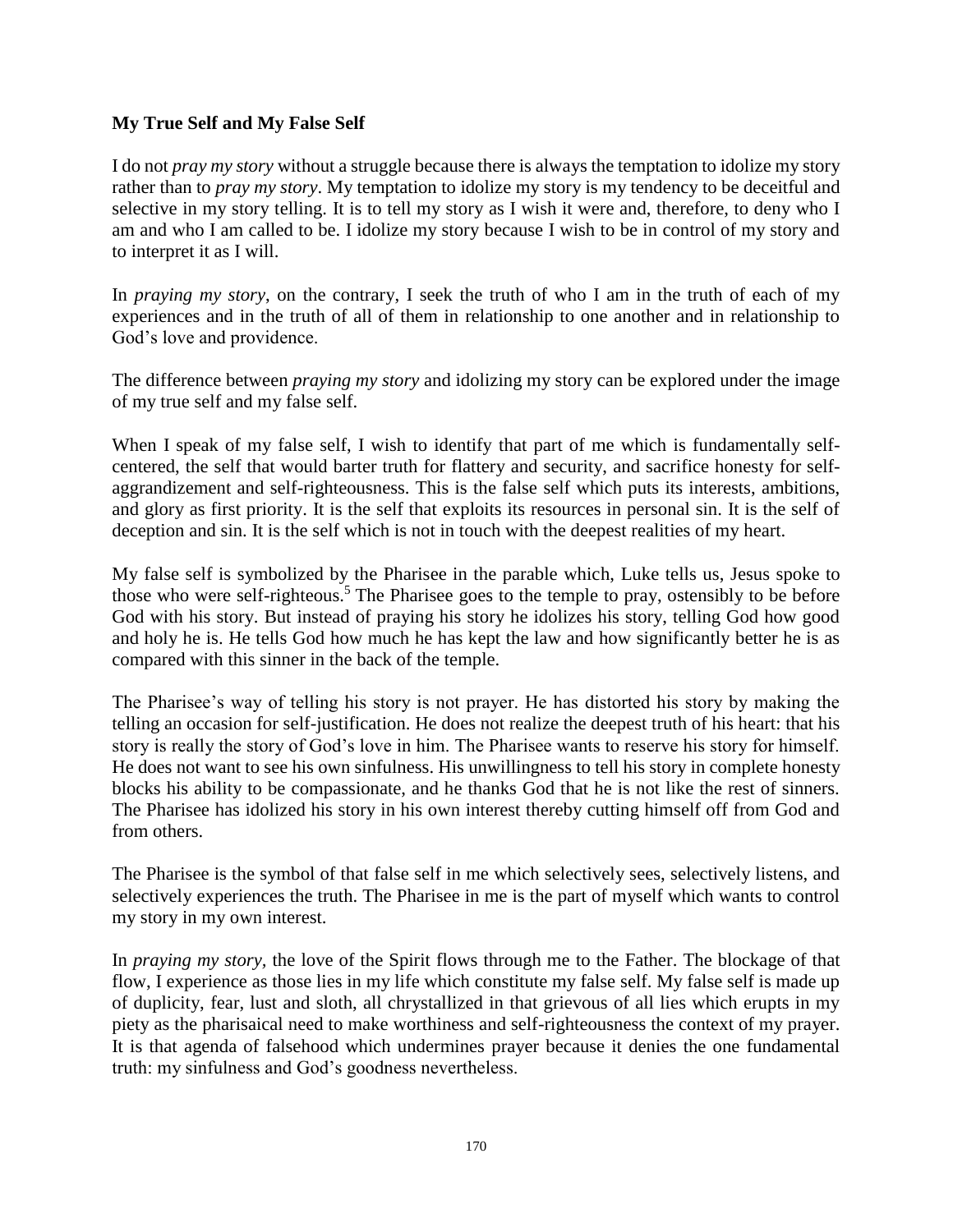**My True Self and My False Self**

I do not *pray my story* without a struggle because there is always the temptation to idolize my story rather than to *pray my story*. My temptation to idolize my story is my tendency to be deceitful and selective in my story telling. It is to tell my story as I wish it were and, therefore, to deny who I am and who I am called to be. I idolize my story because I wish to be in control of my story and to interpret it as I will.

In *praying my story*, on the contrary, I seek the truth of who I am in the truth of each of my experiences and in the truth of all of them in relationship to one another and in relationship to God's love and providence.

The difference between *praying my story* and idolizing my story can be explored under the image of my true self and my false self.

When I speak of my false self, I wish to identify that part of me which is fundamentally self-centered, the self that would barter truth for flattery and security, and sacrifice honesty for self-aggrandizement and self-righteousness. This is the false self which puts its interests, ambitions, and glory as first priority. It is the self that exploits its resources in personal sin. It is the self of deception and sin. It is the self which is not in touch with the deepest realities of my heart.

My false self is symbolized by the Pharisee in the parable which, Luke tells us, Jesus spoke to those who were self-righteous.[5] The Pharisee goes to the temple to pray, ostensibly to be before God with his story. But instead of praying his story he idolizes his story, telling God how good and holy he is. He tells God how much he has kept the law and how significantly better he is as compared with this sinner in the back of the temple.

The Pharisee's way of telling his story is not prayer. He has distorted his story by making the telling an occasion for self-justification. He does not realize the deepest truth of his heart: that his story is really the story of God's love in him. The Pharisee wants to reserve his story for himself. He does not want to see his own sinfulness. His unwillingness to tell his story in complete honesty blocks his ability to be compassionate, and he thanks God that he is not like the rest of sinners. The Pharisee has idolized his story in his own interest thereby cutting himself off from God and from others.

The Pharisee is the symbol of that false self in me which selectively sees, selectively listens, and selectively experiences the truth. The Pharisee in me is the part of myself which wants to control my story in my own interest.

In *praying my story,* the love of the Spirit flows through me to the Father. The blockage of that flow, I experience as those lies in my life which constitute my false self. My false self is made up of duplicity, fear, lust and sloth, all chrystallized in that grievous of all lies which erupts in my piety as the pharisaical need to make worthiness and self-righteousness the context of my prayer. It is that agenda of falsehood which undermines prayer because it denies the one fundamental truth: my sinfulness and God's goodness nevertheless.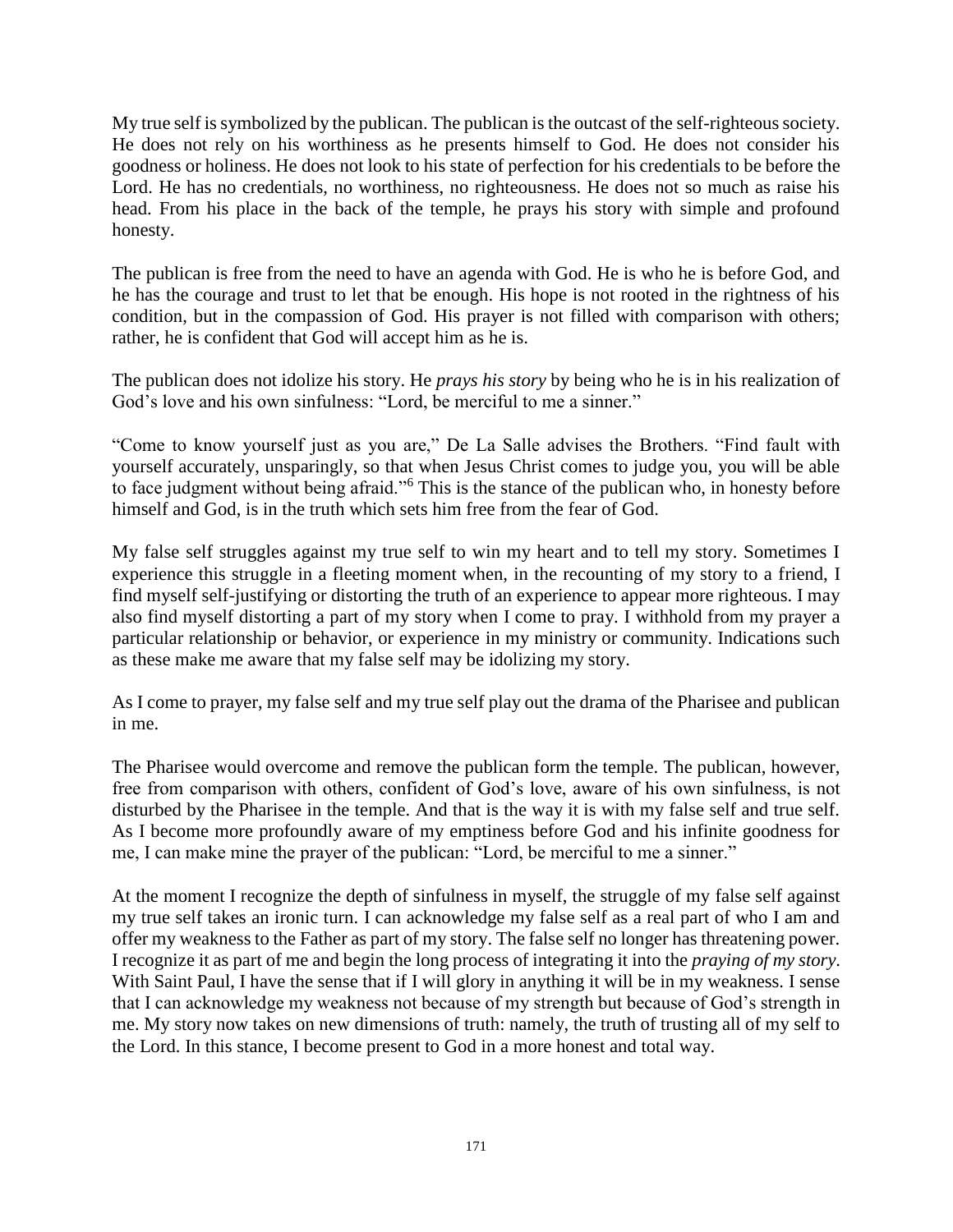My true self is symbolized by the publican. The publican is the outcast of the self-righteous society. He does not rely on his worthiness as he presents himself to God. He does not consider his goodness or holiness. He does not look to his state of perfection for his credentials to be before the Lord. He has no credentials, no worthiness, no righteousness. He does not so much as raise his head. From his place in the back of the temple, he prays his story with simple and profound honesty.

The publican is free from the need to have an agenda with God. He is who he is before God, and he has the courage and trust to let that be enough. His hope is not rooted in the rightness of his condition, but in the compassion of God. His prayer is not filled with comparison with others; rather, he is confident that God will accept him as he is.

The publican does not idolize his story. He *prays his story* by being who he is in his realization of God's love and his own sinfulness: "Lord, be merciful to me a sinner."

"Come to know yourself just as you are," De La Salle advises the Brothers. "Find fault with yourself accurately, unsparingly, so that when Jesus Christ comes to judge you, you will be able to face judgment without being afraid."[6] This is the stance of the publican who, in honesty before himself and God, is in the truth which sets him free from the fear of God.

My false self struggles against my true self to win my heart and to tell my story. Sometimes I experience this struggle in a fleeting moment when, in the recounting of my story to a friend, I find myself self-justifying or distorting the truth of an experience to appear more righteous. I may also find myself distorting a part of my story when I come to pray. I withhold from my prayer a particular relationship or behavior, or experience in my ministry or community. Indications such as these make me aware that my false self may be idolizing my story.

As I come to prayer, my false self and my true self play out the drama of the Pharisee and publican in me.

The Pharisee would overcome and remove the publican form the temple. The publican, however, free from comparison with others, confident of God's love, aware of his own sinfulness, is not disturbed by the Pharisee in the temple. And that is the way it is with my false self and true self. As I become more profoundly aware of my emptiness before God and his infinite goodness for me, I can make mine the prayer of the publican: "Lord, be merciful to me a sinner."

At the moment I recognize the depth of sinfulness in myself, the struggle of my false self against my true self takes an ironic turn. I can acknowledge my false self as a real part of who I am and offer my weakness to the Father as part of my story. The false self no longer has threatening power. I recognize it as part of me and begin the long process of integrating it into the *praying of my story*. With Saint Paul, I have the sense that if I will glory in anything it will be in my weakness. I sense that I can acknowledge my weakness not because of my strength but because of God's strength in me. My story now takes on new dimensions of truth: namely, the truth of trusting all of my self to the Lord. In this stance, I become present to God in a more honest and total way.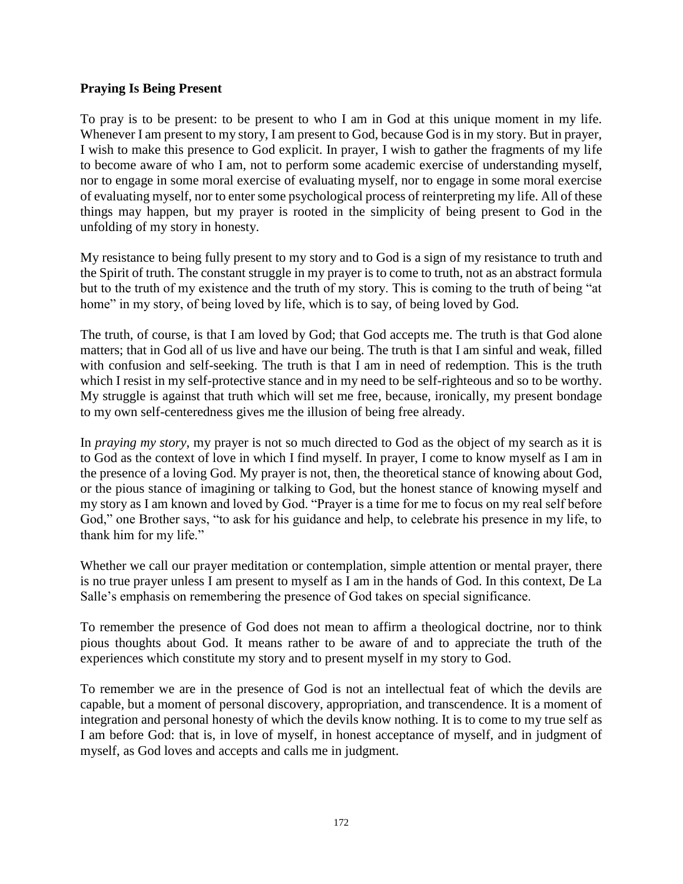**Praying Is Being Present**

To pray is to be present: to be present to who I am in God at this unique moment in my life. Whenever I am present to my story, I am present to God, because God is in my story. But in prayer, I wish to make this presence to God explicit. In prayer, I wish to gather the fragments of my life to become aware of who I am, not to perform some academic exercise of understanding myself, nor to engage in some moral exercise of evaluating myself, nor to engage in some moral exercise of evaluating myself, nor to enter some psychological process of reinterpreting my life. All of these things may happen, but my prayer is rooted in the simplicity of being present to God in the unfolding of my story in honesty.

My resistance to being fully present to my story and to God is a sign of my resistance to truth and the Spirit of truth. The constant struggle in my prayer is to come to truth, not as an abstract formula but to the truth of my existence and the truth of my story. This is coming to the truth of being "at home" in my story, of being loved by life, which is to say, of being loved by God.

The truth, of course, is that I am loved by God; that God accepts me. The truth is that God alone matters; that in God all of us live and have our being. The truth is that I am sinful and weak, filled with confusion and self-seeking. The truth is that I am in need of redemption. This is the truth which I resist in my self-protective stance and in my need to be self-righteous and so to be worthy. My struggle is against that truth which will set me free, because, ironically, my present bondage to my own self-centeredness gives me the illusion of being free already.

In *praying my story*, my prayer is not so much directed to God as the object of my search as it is to God as the context of love in which I find myself. In prayer, I come to know myself as I am in the presence of a loving God. My prayer is not, then, the theoretical stance of knowing about God, or the pious stance of imagining or talking to God, but the honest stance of knowing myself and my story as I am known and loved by God. "Prayer is a time for me to focus on my real self before God," one Brother says, "to ask for his guidance and help, to celebrate his presence in my life, to thank him for my life."

Whether we call our prayer meditation or contemplation, simple attention or mental prayer, there is no true prayer unless I am present to myself as I am in the hands of God. In this context, De La Salle's emphasis on remembering the presence of God takes on special significance.

To remember the presence of God does not mean to affirm a theological doctrine, nor to think pious thoughts about God. It means rather to be aware of and to appreciate the truth of the experiences which constitute my story and to present myself in my story to God.

To remember we are in the presence of God is not an intellectual feat of which the devils are capable, but a moment of personal discovery, appropriation, and transcendence. It is a moment of integration and personal honesty of which the devils know nothing. It is to come to my true self as I am before God: that is, in love of myself, in honest acceptance of myself, and in judgment of myself, as God loves and accepts and calls me in judgment.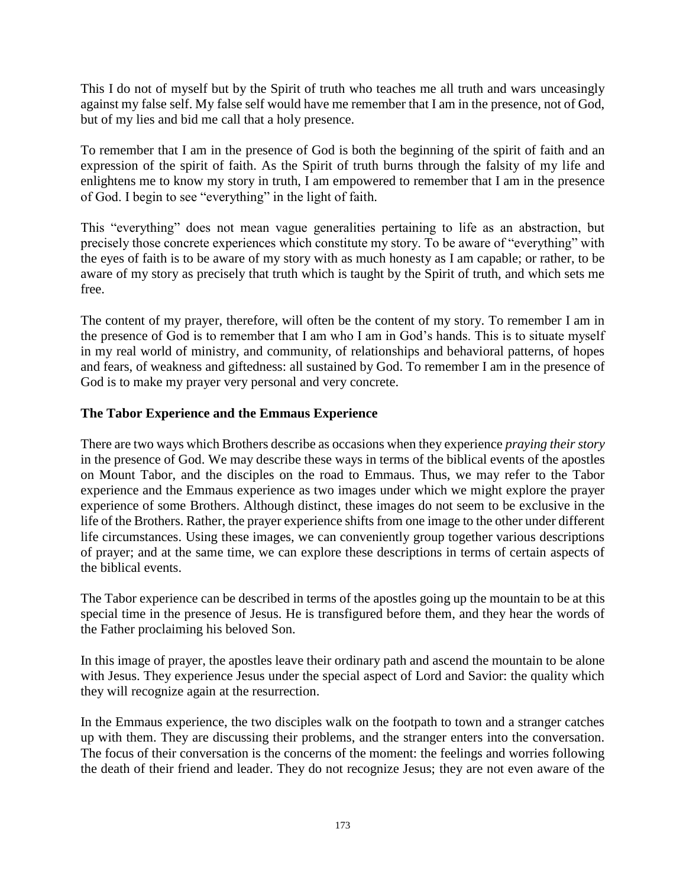This I do not of myself but by the Spirit of truth who teaches me all truth and wars unceasingly against my false self. My false self would have me remember that I am in the presence, not of God, but of my lies and bid me call that a holy presence.

To remember that I am in the presence of God is both the beginning of the spirit of faith and an expression of the spirit of faith. As the Spirit of truth burns through the falsity of my life and enlightens me to know my story in truth, I am empowered to remember that I am in the presence of God. I begin to see "everything" in the light of faith.

This "everything" does not mean vague generalities pertaining to life as an abstraction, but precisely those concrete experiences which constitute my story. To be aware of "everything" with the eyes of faith is to be aware of my story with as much honesty as I am capable; or rather, to be aware of my story as precisely that truth which is taught by the Spirit of truth, and which sets me free.

The content of my prayer, therefore, will often be the content of my story. To remember I am in the presence of God is to remember that I am who I am in God's hands. This is to situate myself in my real world of ministry, and community, of relationships and behavioral patterns, of hopes and fears, of weakness and giftedness: all sustained by God. To remember I am in the presence of God is to make my prayer very personal and very concrete.

### The Tabor Experience and the Emmaus Experience

There are two ways which Brothers describe as occasions when they experience *praying their story* in the presence of God. We may describe these ways in terms of the biblical events of the apostles on Mount Tabor, and the disciples on the road to Emmaus. Thus, we may refer to the Tabor experience and the Emmaus experience as two images under which we might explore the prayer experience of some Brothers. Although distinct, these images do not seem to be exclusive in the life of the Brothers. Rather, the prayer experience shifts from one image to the other under different life circumstances. Using these images, we can conveniently group together various descriptions of prayer; and at the same time, we can explore these descriptions in terms of certain aspects of the biblical events.

The Tabor experience can be described in terms of the apostles going up the mountain to be at this special time in the presence of Jesus. He is transfigured before them, and they hear the words of the Father proclaiming his beloved Son.

In this image of prayer, the apostles leave their ordinary path and ascend the mountain to be alone with Jesus. They experience Jesus under the special aspect of Lord and Savior: the quality which they will recognize again at the resurrection.

In the Emmaus experience, the two disciples walk on the footpath to town and a stranger catches up with them. They are discussing their problems, and the stranger enters into the conversation. The focus of their conversation is the concerns of the moment: the feelings and worries following the death of their friend and leader. They do not recognize Jesus; they are not even aware of the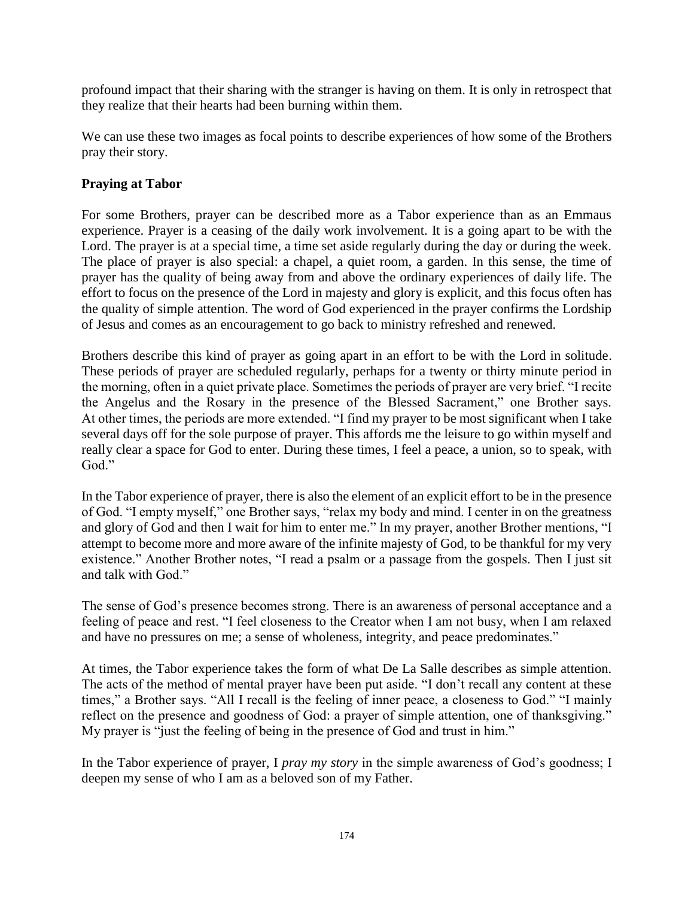profound impact that their sharing with the stranger is having on them. It is only in retrospect that they realize that their hearts had been burning within them.

We can use these two images as focal points to describe experiences of how some of the Brothers pray their story.

### Praying at Tabor

For some Brothers, prayer can be described more as a Tabor experience than as an Emmaus experience. Prayer is a ceasing of the daily work involvement. It is a going apart to be with the Lord. The prayer is at a special time, a time set aside regularly during the day or during the week. The place of prayer is also special: a chapel, a quiet room, a garden. In this sense, the time of prayer has the quality of being away from and above the ordinary experiences of daily life. The effort to focus on the presence of the Lord in majesty and glory is explicit, and this focus often has the quality of simple attention. The word of God experienced in the prayer confirms the Lordship of Jesus and comes as an encouragement to go back to ministry refreshed and renewed.

Brothers describe this kind of prayer as going apart in an effort to be with the Lord in solitude. These periods of prayer are scheduled regularly, perhaps for a twenty or thirty minute period in the morning, often in a quiet private place. Sometimes the periods of prayer are very brief. "I recite the Angelus and the Rosary in the presence of the Blessed Sacrament," one Brother says. At other times, the periods are more extended. "I find my prayer to be most significant when I take several days off for the sole purpose of prayer. This affords me the leisure to go within myself and really clear a space for God to enter. During these times, I feel a peace, a union, so to speak, with God."

In the Tabor experience of prayer, there is also the element of an explicit effort to be in the presence of God. "I empty myself," one Brother says, "relax my body and mind. I center in on the greatness and glory of God and then I wait for him to enter me." In my prayer, another Brother mentions, "I attempt to become more and more aware of the infinite majesty of God, to be thankful for my very existence." Another Brother notes, "I read a psalm or a passage from the gospels. Then I just sit and talk with God."

The sense of God's presence becomes strong. There is an awareness of personal acceptance and a feeling of peace and rest. "I feel closeness to the Creator when I am not busy, when I am relaxed and have no pressures on me; a sense of wholeness, integrity, and peace predominates."

At times, the Tabor experience takes the form of what De La Salle describes as simple attention. The acts of the method of mental prayer have been put aside. "I don't recall any content at these times," a Brother says. "All I recall is the feeling of inner peace, a closeness to God." "I mainly reflect on the presence and goodness of God: a prayer of simple attention, one of thanksgiving." My prayer is "just the feeling of being in the presence of God and trust in him."

In the Tabor experience of prayer, I *pray my story* in the simple awareness of God's goodness; I deepen my sense of who I am as a beloved son of my Father.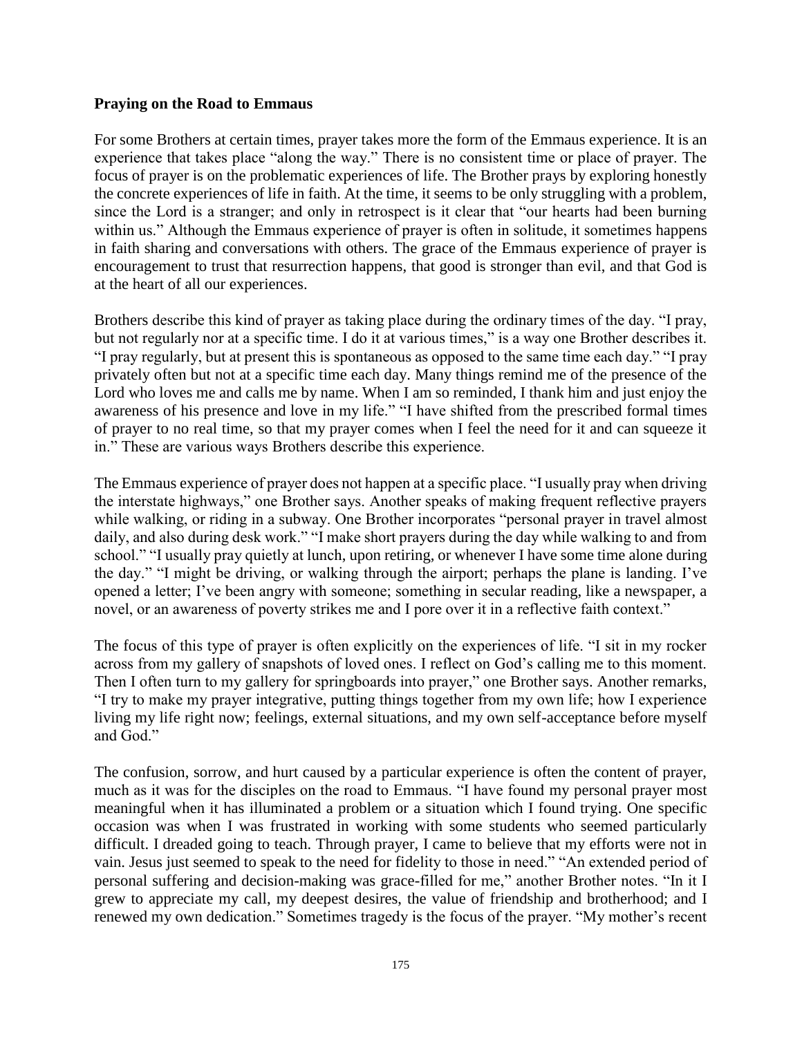**Praying on the Road to Emmaus**

For some Brothers at certain times, prayer takes more the form of the Emmaus experience. It is an experience that takes place "along the way." There is no consistent time or place of prayer. The focus of prayer is on the problematic experiences of life. The Brother prays by exploring honestly the concrete experiences of life in faith. At the time, it seems to be only struggling with a problem, since the Lord is a stranger; and only in retrospect is it clear that "our hearts had been burning within us." Although the Emmaus experience of prayer is often in solitude, it sometimes happens in faith sharing and conversations with others. The grace of the Emmaus experience of prayer is encouragement to trust that resurrection happens, that good is stronger than evil, and that God is at the heart of all our experiences.

Brothers describe this kind of prayer as taking place during the ordinary times of the day. "I pray, but not regularly nor at a specific time. I do it at various times," is a way one Brother describes it. "I pray regularly, but at present this is spontaneous as opposed to the same time each day." "I pray privately often but not at a specific time each day. Many things remind me of the presence of the Lord who loves me and calls me by name. When I am so reminded, I thank him and just enjoy the awareness of his presence and love in my life." "I have shifted from the prescribed formal times of prayer to no real time, so that my prayer comes when I feel the need for it and can squeeze it in." These are various ways Brothers describe this experience.

The Emmaus experience of prayer does not happen at a specific place. "I usually pray when driving the interstate highways," one Brother says. Another speaks of making frequent reflective prayers while walking, or riding in a subway. One Brother incorporates "personal prayer in travel almost daily, and also during desk work." "I make short prayers during the day while walking to and from school." "I usually pray quietly at lunch, upon retiring, or whenever I have some time alone during the day." "I might be driving, or walking through the airport; perhaps the plane is landing. I've opened a letter; I've been angry with someone; something in secular reading, like a newspaper, a novel, or an awareness of poverty strikes me and I pore over it in a reflective faith context."

The focus of this type of prayer is often explicitly on the experiences of life. "I sit in my rocker across from my gallery of snapshots of loved ones. I reflect on God's calling me to this moment. Then I often turn to my gallery for springboards into prayer," one Brother says. Another remarks, "I try to make my prayer integrative, putting things together from my own life; how I experience living my life right now; feelings, external situations, and my own self-acceptance before myself and God."

The confusion, sorrow, and hurt caused by a particular experience is often the content of prayer, much as it was for the disciples on the road to Emmaus. "I have found my personal prayer most meaningful when it has illuminated a problem or a situation which I found trying. One specific occasion was when I was frustrated in working with some students who seemed particularly difficult. I dreaded going to teach. Through prayer, I came to believe that my efforts were not in vain. Jesus just seemed to speak to the need for fidelity to those in need." "An extended period of personal suffering and decision-making was grace-filled for me," another Brother notes. "In it I grew to appreciate my call, my deepest desires, the value of friendship and brotherhood; and I renewed my own dedication." Sometimes tragedy is the focus of the prayer. "My mother's recent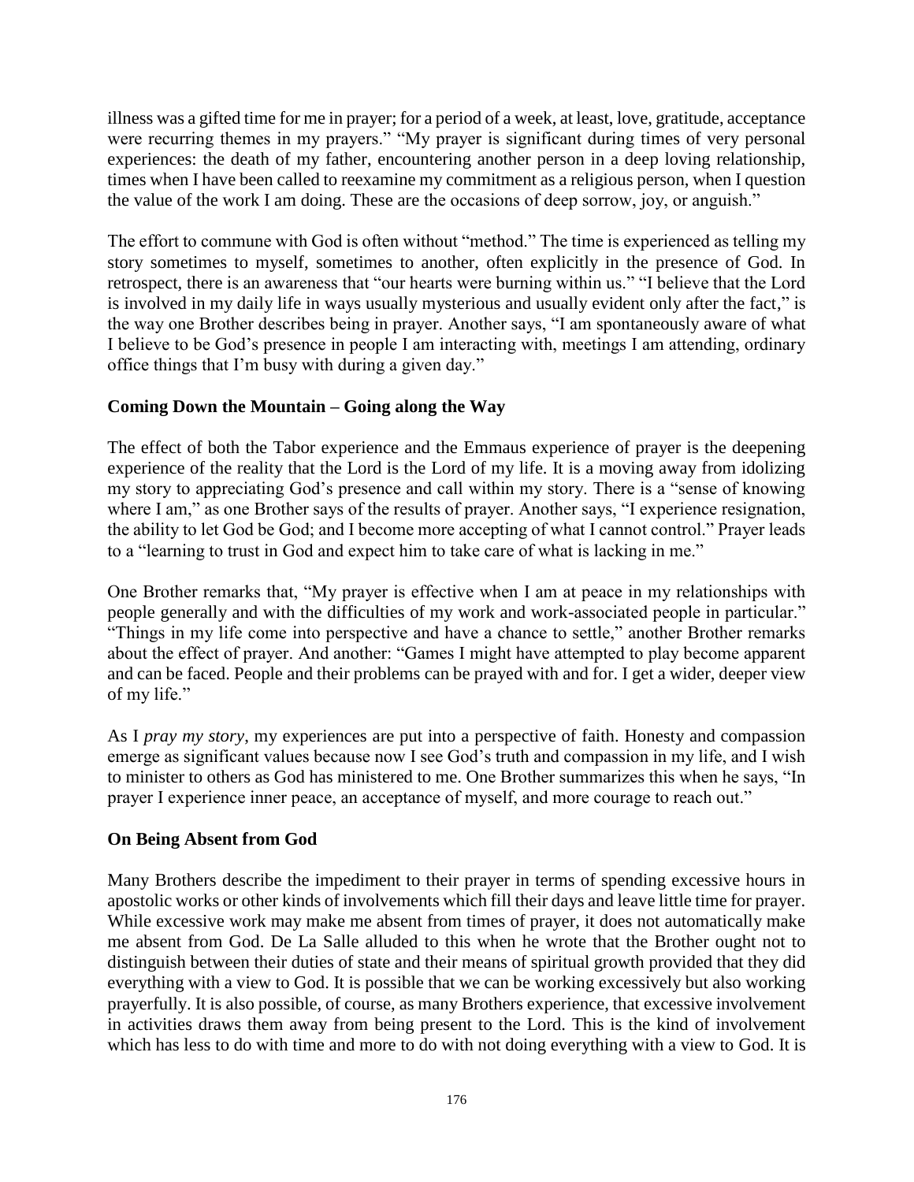illness was a gifted time for me in prayer; for a period of a week, at least, love, gratitude, acceptance were recurring themes in my prayers." "My prayer is significant during times of very personal experiences: the death of my father, encountering another person in a deep loving relationship, times when I have been called to reexamine my commitment as a religious person, when I question the value of the work I am doing. These are the occasions of deep sorrow, joy, or anguish."

The effort to commune with God is often without "method." The time is experienced as telling my story sometimes to myself, sometimes to another, often explicitly in the presence of God. In retrospect, there is an awareness that "our hearts were burning within us." "I believe that the Lord is involved in my daily life in ways usually mysterious and usually evident only after the fact," is the way one Brother describes being in prayer. Another says, "I am spontaneously aware of what I believe to be God's presence in people I am interacting with, meetings I am attending, ordinary office things that I'm busy with during a given day."

### Coming Down the Mountain – Going along the Way

The effect of both the Tabor experience and the Emmaus experience of prayer is the deepening experience of the reality that the Lord is the Lord of my life. It is a moving away from idolizing my story to appreciating God's presence and call within my story. There is a "sense of knowing where I am," as one Brother says of the results of prayer. Another says, "I experience resignation, the ability to let God be God; and I become more accepting of what I cannot control." Prayer leads to a "learning to trust in God and expect him to take care of what is lacking in me."

One Brother remarks that, "My prayer is effective when I am at peace in my relationships with people generally and with the difficulties of my work and work-associated people in particular." "Things in my life come into perspective and have a chance to settle," another Brother remarks about the effect of prayer. And another: "Games I might have attempted to play become apparent and can be faced. People and their problems can be prayed with and for. I get a wider, deeper view of my life."

As I *pray my story*, my experiences are put into a perspective of faith. Honesty and compassion emerge as significant values because now I see God's truth and compassion in my life, and I wish to minister to others as God has ministered to me. One Brother summarizes this when he says, "In prayer I experience inner peace, an acceptance of myself, and more courage to reach out."

### On Being Absent from God

Many Brothers describe the impediment to their prayer in terms of spending excessive hours in apostolic works or other kinds of involvements which fill their days and leave little time for prayer. While excessive work may make me absent from times of prayer, it does not automatically make me absent from God. De La Salle alluded to this when he wrote that the Brother ought not to distinguish between their duties of state and their means of spiritual growth provided that they did everything with a view to God. It is possible that we can be working excessively but also working prayerfully. It is also possible, of course, as many Brothers experience, that excessive involvement in activities draws them away from being present to the Lord. This is the kind of involvement which has less to do with time and more to do with not doing everything with a view to God. It is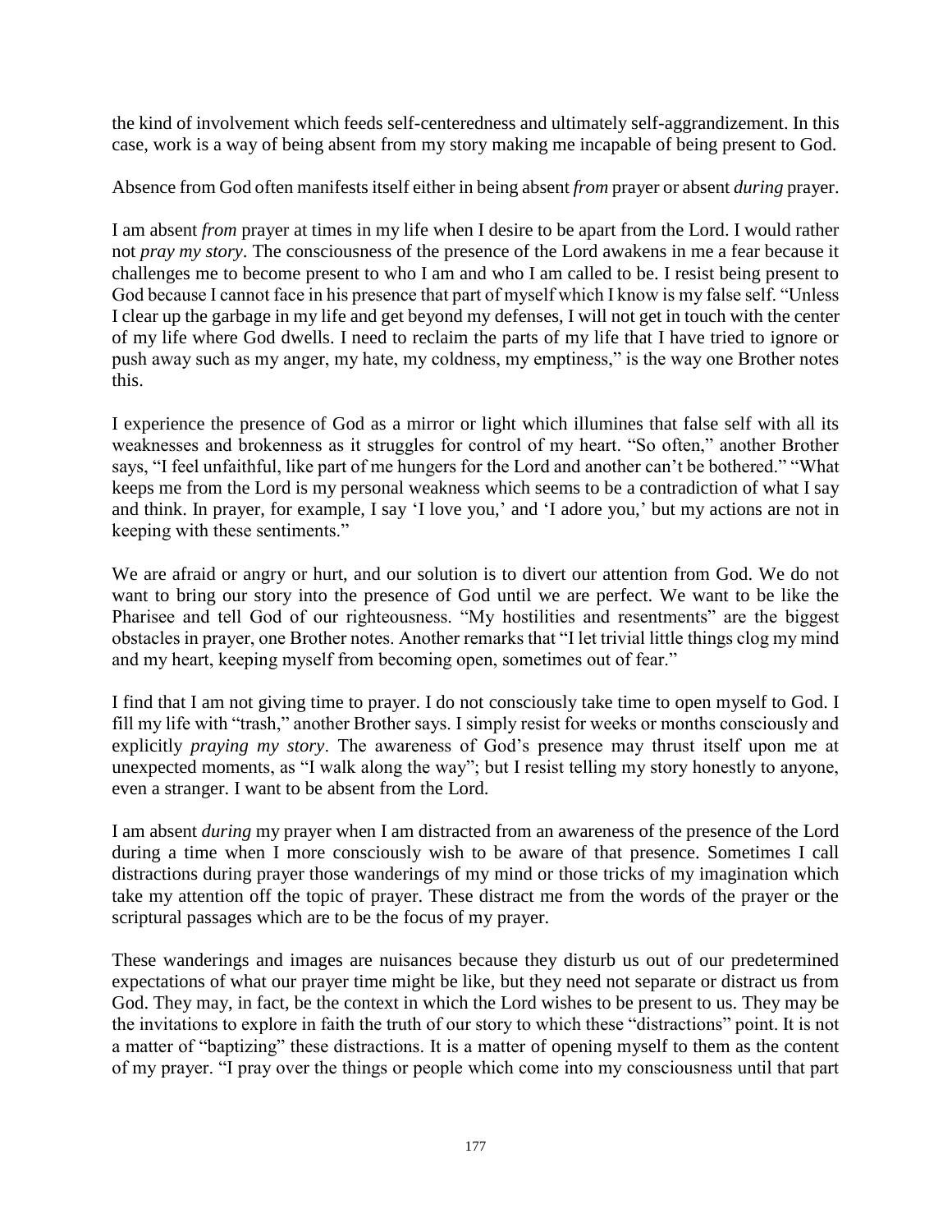the kind of involvement which feeds self-centeredness and ultimately self-aggrandizement. In this case, work is a way of being absent from my story making me incapable of being present to God.

Absence from God often manifests itself either in being absent *from* prayer or absent *during* prayer.

I am absent *from* prayer at times in my life when I desire to be apart from the Lord. I would rather not *pray my story*. The consciousness of the presence of the Lord awakens in me a fear because it challenges me to become present to who I am and who I am called to be. I resist being present to God because I cannot face in his presence that part of myself which I know is my false self. "Unless I clear up the garbage in my life and get beyond my defenses, I will not get in touch with the center of my life where God dwells. I need to reclaim the parts of my life that I have tried to ignore or push away such as my anger, my hate, my coldness, my emptiness," is the way one Brother notes this.

I experience the presence of God as a mirror or light which illumines that false self with all its weaknesses and brokenness as it struggles for control of my heart. "So often," another Brother says, "I feel unfaithful, like part of me hungers for the Lord and another can't be bothered." "What keeps me from the Lord is my personal weakness which seems to be a contradiction of what I say and think. In prayer, for example, I say 'I love you,' and 'I adore you,' but my actions are not in keeping with these sentiments."

We are afraid or angry or hurt, and our solution is to divert our attention from God. We do not want to bring our story into the presence of God until we are perfect. We want to be like the Pharisee and tell God of our righteousness. "My hostilities and resentments" are the biggest obstacles in prayer, one Brother notes. Another remarks that "I let trivial little things clog my mind and my heart, keeping myself from becoming open, sometimes out of fear."

I find that I am not giving time to prayer. I do not consciously take time to open myself to God. I fill my life with "trash," another Brother says. I simply resist for weeks or months consciously and explicitly *praying my story*. The awareness of God's presence may thrust itself upon me at unexpected moments, as "I walk along the way"; but I resist telling my story honestly to anyone, even a stranger. I want to be absent from the Lord.

I am absent *during* my prayer when I am distracted from an awareness of the presence of the Lord during a time when I more consciously wish to be aware of that presence. Sometimes I call distractions during prayer those wanderings of my mind or those tricks of my imagination which take my attention off the topic of prayer. These distract me from the words of the prayer or the scriptural passages which are to be the focus of my prayer.

These wanderings and images are nuisances because they disturb us out of our predetermined expectations of what our prayer time might be like, but they need not separate or distract us from God. They may, in fact, be the context in which the Lord wishes to be present to us. They may be the invitations to explore in faith the truth of our story to which these "distractions" point. It is not a matter of "baptizing" these distractions. It is a matter of opening myself to them as the content of my prayer. "I pray over the things or people which come into my consciousness until that part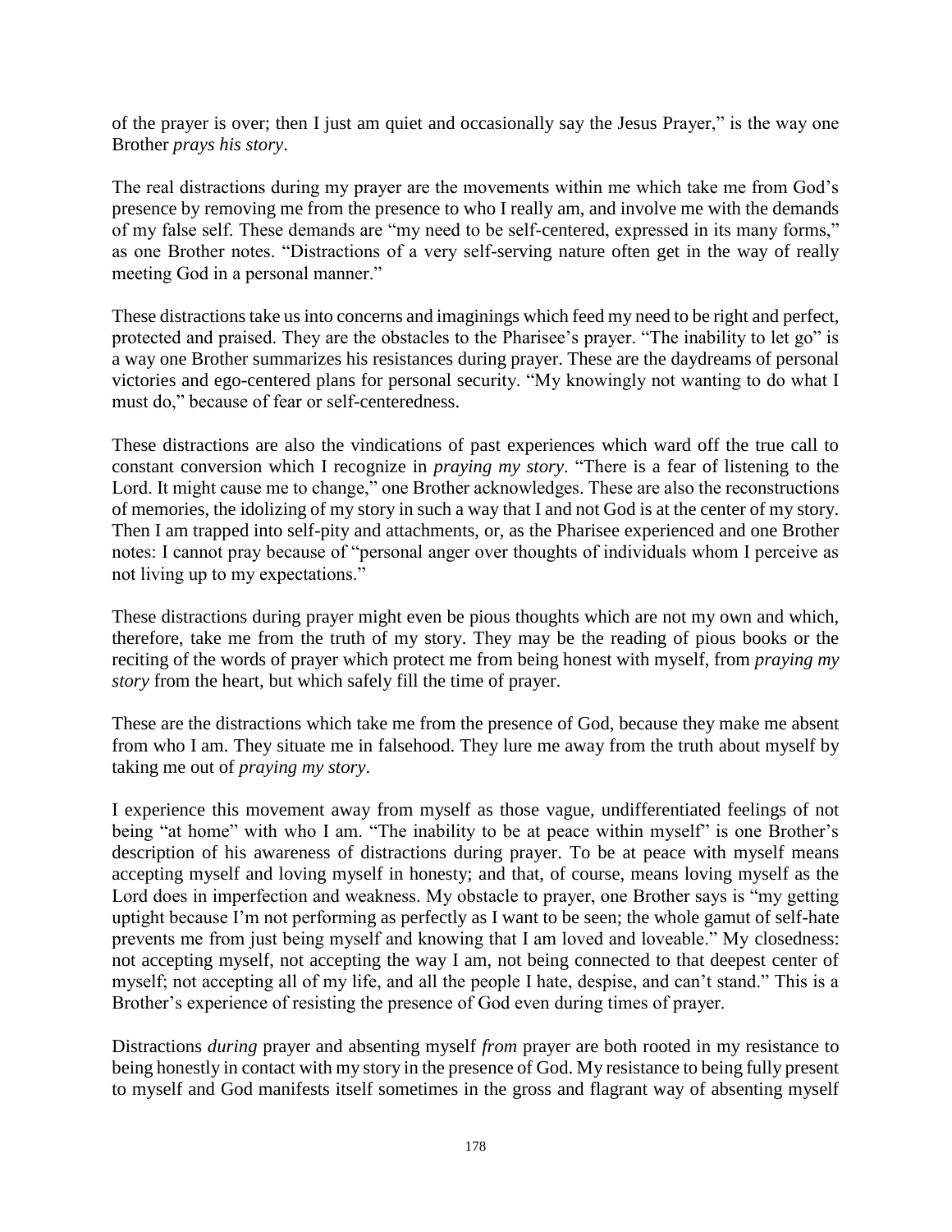of the prayer is over; then I just am quiet and occasionally say the Jesus Prayer," is the way one Brother *prays his story*.

The real distractions during my prayer are the movements within me which take me from God's presence by removing me from the presence to who I really am, and involve me with the demands of my false self. These demands are "my need to be self-centered, expressed in its many forms," as one Brother notes. "Distractions of a very self-serving nature often get in the way of really meeting God in a personal manner."

These distractions take us into concerns and imaginings which feed my need to be right and perfect, protected and praised. They are the obstacles to the Pharisee's prayer. "The inability to let go" is a way one Brother summarizes his resistances during prayer. These are the daydreams of personal victories and ego-centered plans for personal security. "My knowingly not wanting to do what I must do," because of fear or self-centeredness.

These distractions are also the vindications of past experiences which ward off the true call to constant conversion which I recognize in *praying my story*. "There is a fear of listening to the Lord. It might cause me to change," one Brother acknowledges. These are also the reconstructions of memories, the idolizing of my story in such a way that I and not God is at the center of my story. Then I am trapped into self-pity and attachments, or, as the Pharisee experienced and one Brother notes: I cannot pray because of "personal anger over thoughts of individuals whom I perceive as not living up to my expectations."

These distractions during prayer might even be pious thoughts which are not my own and which, therefore, take me from the truth of my story. They may be the reading of pious books or the reciting of the words of prayer which protect me from being honest with myself, from *praying my story* from the heart, but which safely fill the time of prayer.

These are the distractions which take me from the presence of God, because they make me absent from who I am. They situate me in falsehood. They lure me away from the truth about myself by taking me out of *praying my story*.

I experience this movement away from myself as those vague, undifferentiated feelings of not being "at home" with who I am. "The inability to be at peace within myself" is one Brother's description of his awareness of distractions during prayer. To be at peace with myself means accepting myself and loving myself in honesty; and that, of course, means loving myself as the Lord does in imperfection and weakness. My obstacle to prayer, one Brother says is "my getting uptight because I'm not performing as perfectly as I want to be seen; the whole gamut of self-hate prevents me from just being myself and knowing that I am loved and loveable." My closedness: not accepting myself, not accepting the way I am, not being connected to that deepest center of myself; not accepting all of my life, and all the people I hate, despise, and can't stand." This is a Brother's experience of resisting the presence of God even during times of prayer.

Distractions *during* prayer and absenting myself *from* prayer are both rooted in my resistance to being honestly in contact with my story in the presence of God. My resistance to being fully present to myself and God manifests itself sometimes in the gross and flagrant way of absenting myself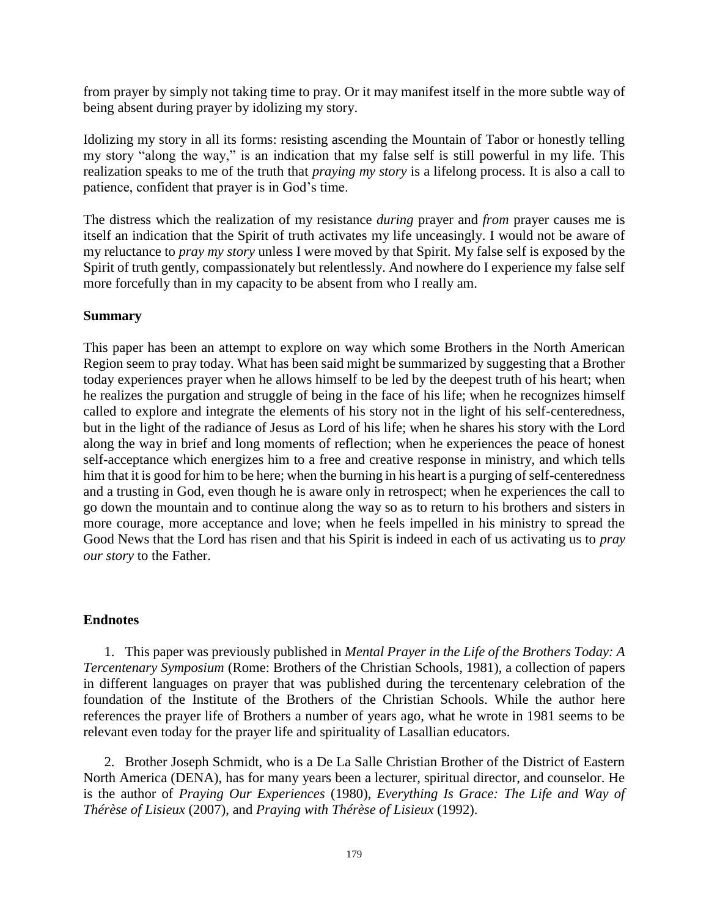from prayer by simply not taking time to pray. Or it may manifest itself in the more subtle way of being absent during prayer by idolizing my story.

Idolizing my story in all its forms: resisting ascending the Mountain of Tabor or honestly telling my story "along the way," is an indication that my false self is still powerful in my life. This realization speaks to me of the truth that *praying my story* is a lifelong process. It is also a call to patience, confident that prayer is in God's time.

The distress which the realization of my resistance *during* prayer and *from* prayer causes me is itself an indication that the Spirit of truth activates my life unceasingly. I would not be aware of my reluctance to *pray my story* unless I were moved by that Spirit. My false self is exposed by the Spirit of truth gently, compassionately but relentlessly. And nowhere do I experience my false self more forcefully than in my capacity to be absent from who I really am.

**Summary**

This paper has been an attempt to explore on way which some Brothers in the North American Region seem to pray today. What has been said might be summarized by suggesting that a Brother today experiences prayer when he allows himself to be led by the deepest truth of his heart; when he realizes the purgation and struggle of being in the face of his life; when he recognizes himself called to explore and integrate the elements of his story not in the light of his self-centeredness, but in the light of the radiance of Jesus as Lord of his life; when he shares his story with the Lord along the way in brief and long moments of reflection; when he experiences the peace of honest self-acceptance which energizes him to a free and creative response in ministry, and which tells him that it is good for him to be here; when the burning in his heart is a purging of self-centeredness and a trusting in God, even though he is aware only in retrospect; when he experiences the call to go down the mountain and to continue along the way so as to return to his brothers and sisters in more courage, more acceptance and love; when he feels impelled in his ministry to spread the Good News that the Lord has risen and that his Spirit is indeed in each of us activating us to *pray our story* to the Father.

**Endnotes**

1. This paper was previously published in *Mental Prayer in the Life of the Brothers Today: A Tercentenary Symposium* (Rome: Brothers of the Christian Schools, 1981), a collection of papers in different languages on prayer that was published during the tercentenary celebration of the foundation of the Institute of the Brothers of the Christian Schools. While the author here references the prayer life of Brothers a number of years ago, what he wrote in 1981 seems to be relevant even today for the prayer life and spirituality of Lasallian educators.

2. Brother Joseph Schmidt, who is a De La Salle Christian Brother of the District of Eastern North America (DENA), has for many years been a lecturer, spiritual director, and counselor. He is the author of *Praying Our Experiences* (1980), *Everything Is Grace: The Life and Way of Thérèse of Lisieux* (2007), and *Praying with Thérèse of Lisieux* (1992).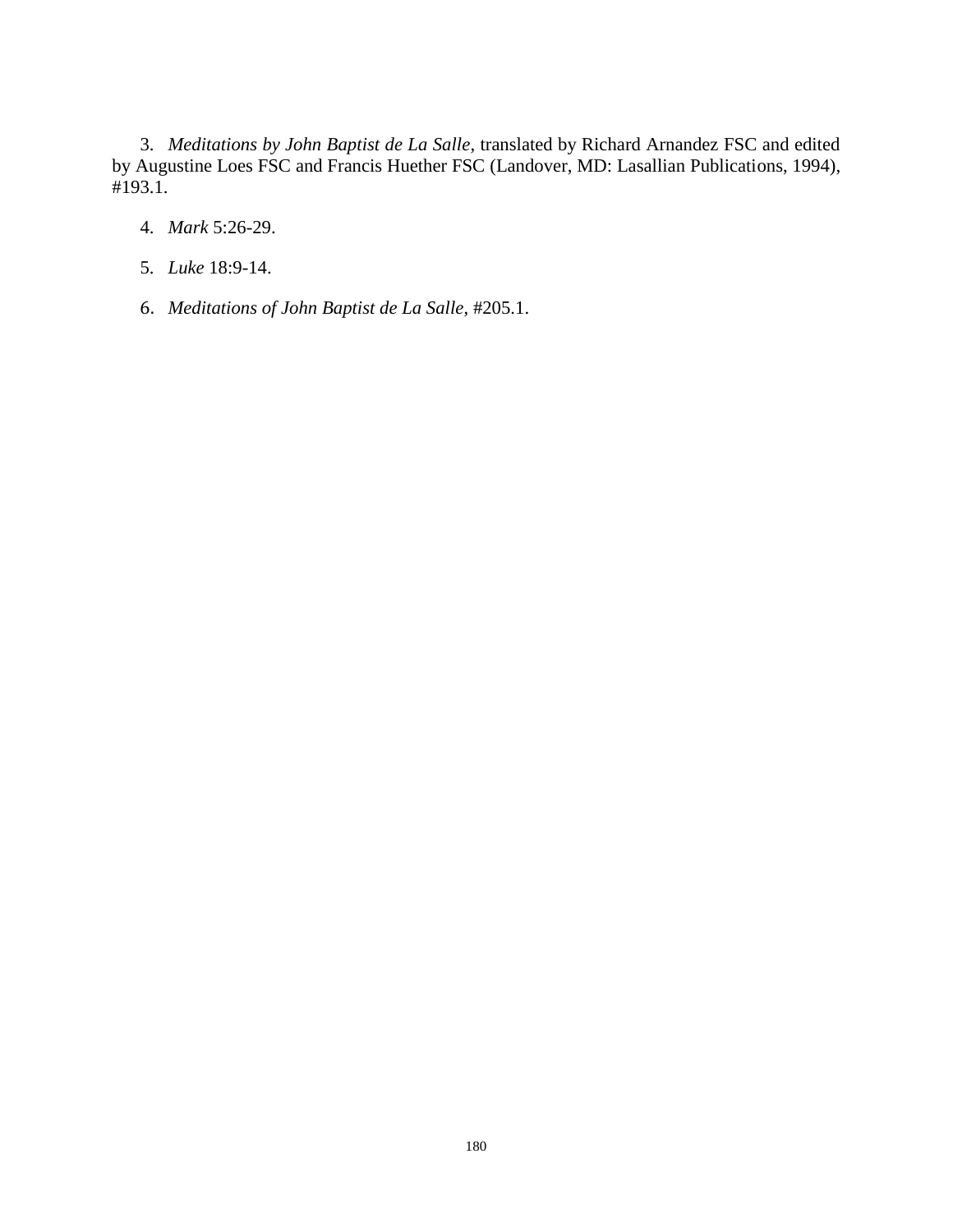3. *Meditations by John Baptist de La Salle*, translated by Richard Arnandez FSC and edited by Augustine Loes FSC and Francis Huether FSC (Landover, MD: Lasallian Publications, 1994), #193.1.

4. *Mark* 5:26-29.

5. *Luke* 18:9-14.

6. *Meditations of John Baptist de La Salle*, #205.1.